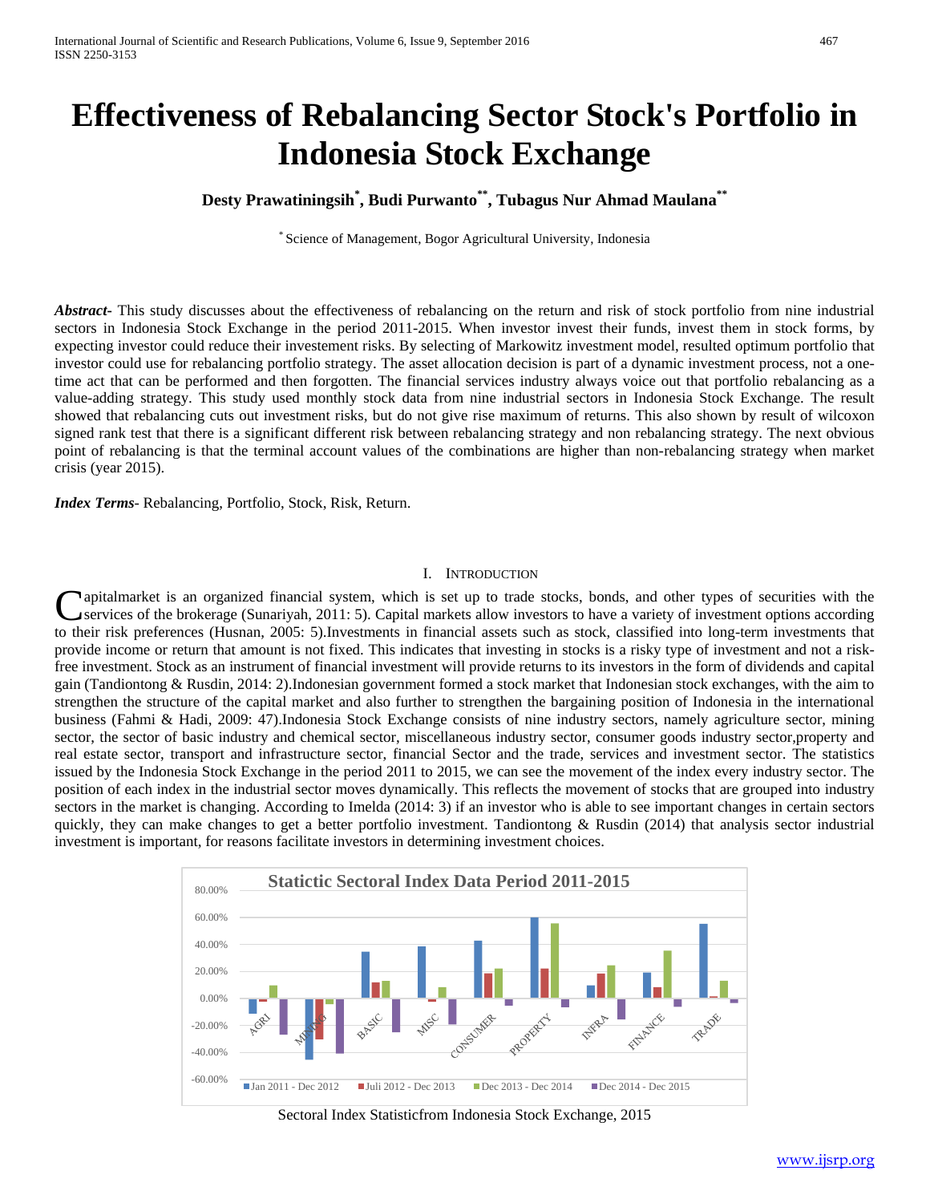# Effectiveness of Rebalancing Sector Stock's Portfolio in Indonesia Stock Exchange

**Desty Prawatiningsih[*], Budi Purwanto[**], Tubagus Nur Ahmad Maulana[**]**

[*] Science of Management, Bogor Agricultural University, Indonesia

***Abstract***- This study discusses about the effectiveness of rebalancing on the return and risk of stock portfolio from nine industrial sectors in Indonesia Stock Exchange in the period 2011-2015. When investor invest their funds, invest them in stock forms, by expecting investor could reduce their investement risks. By selecting of Markowitz investment model, resulted optimum portfolio that investor could use for rebalancing portfolio strategy. The asset allocation decision is part of a dynamic investment process, not a one-time act that can be performed and then forgotten. The financial services industry always voice out that portfolio rebalancing as a value-adding strategy. This study used monthly stock data from nine industrial sectors in Indonesia Stock Exchange. The result showed that rebalancing cuts out investment risks, but do not give rise maximum of returns. This also shown by result of wilcoxon signed rank test that there is a significant different risk between rebalancing strategy and non rebalancing strategy. The next obvious point of rebalancing is that the terminal account values of the combinations are higher than non-rebalancing strategy when market crisis (year 2015).

***Index Terms***- Rebalancing, Portfolio, Stock, Risk, Return.

## I. Introduction

Capitalmarket is an organized financial system, which is set up to trade stocks, bonds, and other types of securities with the services of the brokerage (Sunariyah, 2011: 5). Capital markets allow investors to have a variety of investment options according to their risk preferences (Husnan, 2005: 5).Investments in financial assets such as stock, classified into long-term investments that provide income or return that amount is not fixed. This indicates that investing in stocks is a risky type of investment and not a risk-free investment. Stock as an instrument of financial investment will provide returns to its investors in the form of dividends and capital gain (Tandiontong & Rusdin, 2014: 2).Indonesian government formed a stock market that Indonesian stock exchanges, with the aim to strengthen the structure of the capital market and also further to strengthen the bargaining position of Indonesia in the international business (Fahmi & Hadi, 2009: 47).Indonesia Stock Exchange consists of nine industry sectors, namely agriculture sector, mining sector, the sector of basic industry and chemical sector, miscellaneous industry sector, consumer goods industry sector,property and real estate sector, transport and infrastructure sector, financial Sector and the trade, services and investment sector. The statistics issued by the Indonesia Stock Exchange in the period 2011 to 2015, we can see the movement of the index every industry sector. The position of each index in the industrial sector moves dynamically. This reflects the movement of stocks that are grouped into industry sectors in the market is changing. According to Imelda (2014: 3) if an investor who is able to see important changes in certain sectors quickly, they can make changes to get a better portfolio investment. Tandiontong & Rusdin (2014) that analysis sector industrial investment is important, for reasons facilitate investors in determining investment choices.

Staticitc Sectoral Index Data Period 2011-2015

Legend: Jan 2011 - Dec 2012; Juli 2012 - Dec 2013; Dec 2013 - Dec 2014; Dec 2014 - Dec 2015

Categories: AGRI, MINING, BASIC, MISC, CONSUMER, PROPERTY, INFRA, FINANCE, TRADE

Sectoral Index Statisticfrom Indonesia Stock Exchange, 2015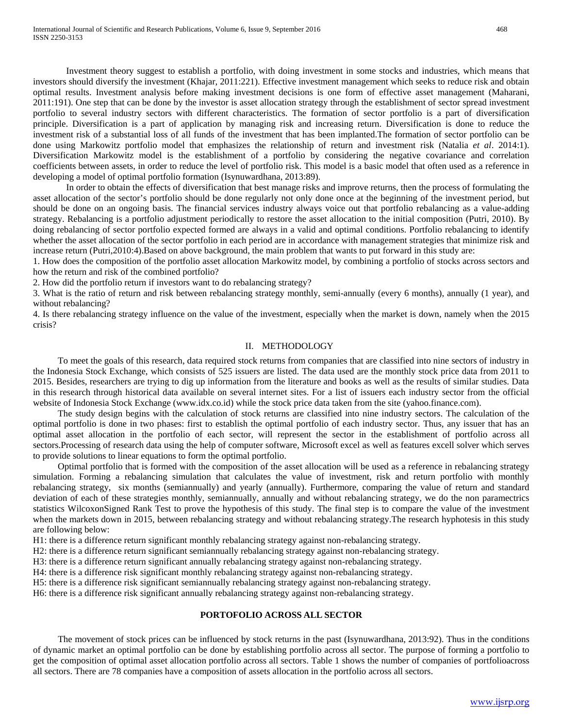Investment theory suggest to establish a portfolio, with doing investment in some stocks and industries, which means that investors should diversify the investment (Khajar, 2011:221). Effective investment management which seeks to reduce risk and obtain optimal results. Investment analysis before making investment decisions is one form of effective asset management (Maharani, 2011:191). One step that can be done by the investor is asset allocation strategy through the establishment of sector spread investment portfolio to several industry sectors with different characteristics. The formation of sector portfolio is a part of diversification principle. Diversification is a part of application by managing risk and increasing return. Diversification is done to reduce the investment risk of a substantial loss of all funds of the investment that has been implanted.The formation of sector portfolio can be done using Markowitz portfolio model that emphasizes the relationship of return and investment risk (Natalia *et al*. 2014:1). Diversification Markowitz model is the establishment of a portfolio by considering the negative covariance and correlation coefficients between assets, in order to reduce the level of portfolio risk. This model is a basic model that often used as a reference in developing a model of optimal portfolio formation (Isynuwardhana, 2013:89).

In order to obtain the effects of diversification that best manage risks and improve returns, then the process of formulating the asset allocation of the sector's portfolio should be done regularly not only done once at the beginning of the investment period, but should be done on an ongoing basis. The financial services industry always voice out that portfolio rebalancing as a value-adding strategy. Rebalancing is a portfolio adjustment periodically to restore the asset allocation to the initial composition (Putri, 2010). By doing rebalancing of sector portfolio expected formed are always in a valid and optimal conditions. Portfolio rebalancing to identify whether the asset allocation of the sector portfolio in each period are in accordance with management strategies that minimize risk and increase return (Putri,2010:4).Based on above background, the main problem that wants to put forward in this study are:

1. How does the composition of the portfolio asset allocation Markowitz model, by combining a portfolio of stocks across sectors and how the return and risk of the combined portfolio?
2. How did the portfolio return if investors want to do rebalancing strategy?
3. What is the ratio of return and risk between rebalancing strategy monthly, semi-annually (every 6 months), annually (1 year), and without rebalancing?
4. Is there rebalancing strategy influence on the value of the investment, especially when the market is down, namely when the 2015 crisis?

## II. METHODOLOGY

To meet the goals of this research, data required stock returns from companies that are classified into nine sectors of industry in the Indonesia Stock Exchange, which consists of 525 issuers are listed. The data used are the monthly stock price data from 2011 to 2015. Besides, researchers are trying to dig up information from the literature and books as well as the results of similar studies. Data in this research through historical data available on several internet sites. For a list of issuers each industry sector from the official website of Indonesia Stock Exchange (www.idx.co.id) while the stock price data taken from the site (yahoo.finance.com).

The study design begins with the calculation of stock returns are classified into nine industry sectors. The calculation of the optimal portfolio is done in two phases: first to establish the optimal portfolio of each industry sector. Thus, any issuer that has an optimal asset allocation in the portfolio of each sector, will represent the sector in the establishment of portfolio across all sectors.Processing of research data using the help of computer software, Microsoft excel as well as features excell solver which serves to provide solutions to linear equations to form the optimal portfolio.

Optimal portfolio that is formed with the composition of the asset allocation will be used as a reference in rebalancing strategy simulation. Forming a rebalancing simulation that calculates the value of investment, risk and return portfolio with monthly rebalancing strategy, six months (semiannually) and yearly (annually). Furthermore, comparing the value of return and standard deviation of each of these strategies monthly, semiannually, annually and without rebalancing strategy, we do the non parametrics statistics WilcoxonSigned Rank Test to prove the hypothesis of this study. The final step is to compare the value of the investment when the markets down in 2015, between rebalancing strategy and without rebalancing strategy.The research hyphotesis in this study are following below:

H1: there is a difference return significant monthly rebalancing strategy against non-rebalancing strategy.
H2: there is a difference return significant semiannually rebalancing strategy against non-rebalancing strategy.
H3: there is a difference return significant annually rebalancing strategy against non-rebalancing strategy.
H4: there is a difference risk significant monthly rebalancing strategy against non-rebalancing strategy.
H5: there is a difference risk significant semiannually rebalancing strategy against non-rebalancing strategy.
H6: there is a difference risk significant annually rebalancing strategy against non-rebalancing strategy.

## PORTOFOLIO ACROSS ALL SECTOR

The movement of stock prices can be influenced by stock returns in the past (Isynuwardhana, 2013:92). Thus in the conditions of dynamic market an optimal portfolio can be done by establishing portfolio across all sector. The purpose of forming a portfolio to get the composition of optimal asset allocation portfolio across all sectors. Table 1 shows the number of companies of portfolioacross all sectors. There are 78 companies have a composition of assets allocation in the portfolio across all sectors.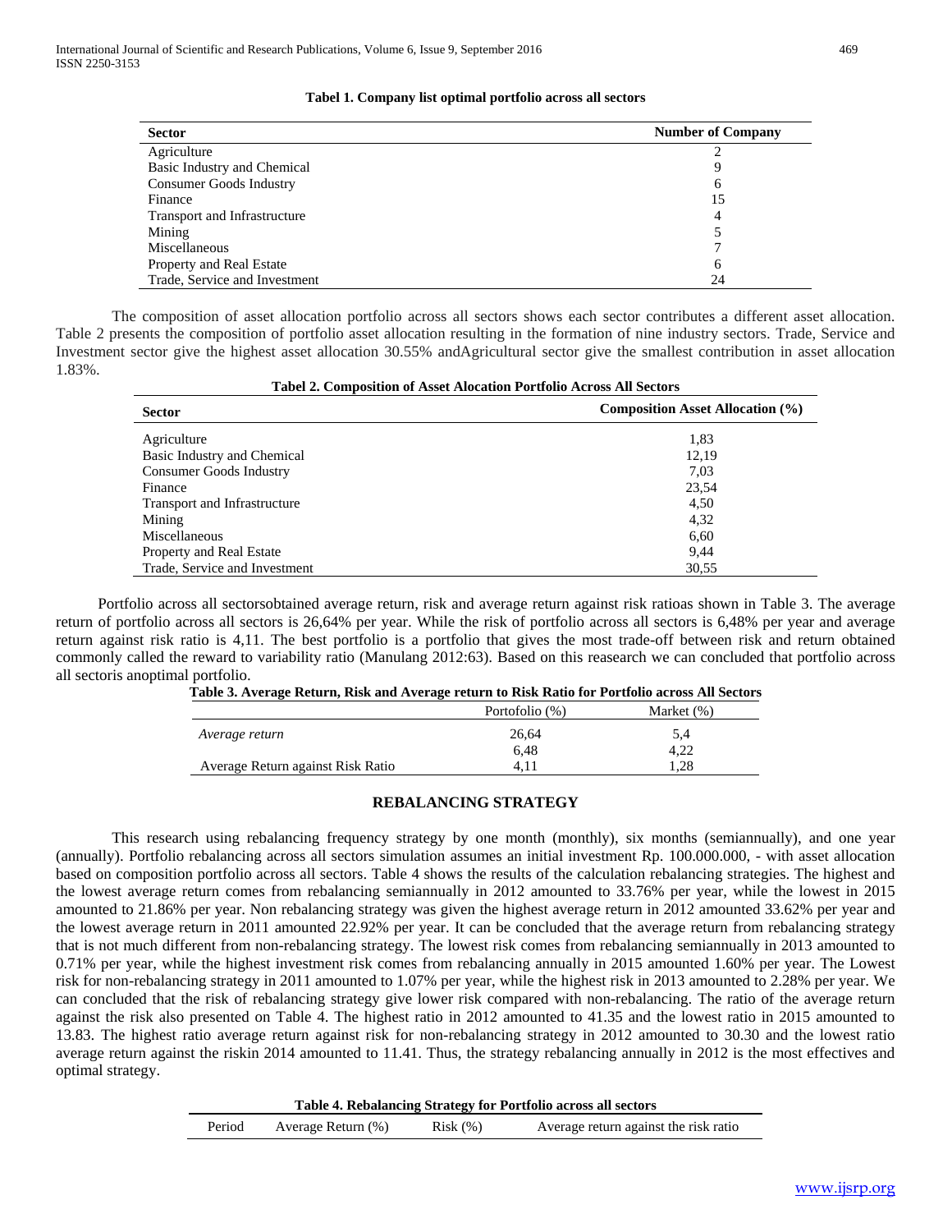**Tabel 1. Company list optimal portfolio across all sectors**

| Sector | Number of Company |
|---|---|
| Agriculture | 2 |
| Basic Industry and Chemical | 9 |
| Consumer Goods Industry | 6 |
| Finance | 15 |
| Transport and Infrastructure | 4 |
| Mining | 5 |
| Miscellaneous | 7 |
| Property and Real Estate | 6 |
| Trade, Service and Investment | 24 |

The composition of asset allocation portfolio across all sectors shows each sector contributes a different asset allocation. Table 2 presents the composition of portfolio asset allocation resulting in the formation of nine industry sectors. Trade, Service and Investment sector give the highest asset allocation 30.55% andAgricultural sector give the smallest contribution in asset allocation 1.83%.

**Tabel 2. Composition of Asset Alocation Portfolio Across All Sectors**

| Sector | Composition Asset Allocation (%) |
|---|---|
| Agriculture | 1,83 |
| Basic Industry and Chemical | 12,19 |
| Consumer Goods Industry | 7,03 |
| Finance | 23,54 |
| Transport and Infrastructure | 4,50 |
| Mining | 4,32 |
| Miscellaneous | 6,60 |
| Property and Real Estate | 9,44 |
| Trade, Service and Investment | 30,55 |

Portfolio across all sectorsobtained average return, risk and average return against risk ratioas shown in Table 3. The average return of portfolio across all sectors is 26,64% per year. While the risk of portfolio across all sectors is 6,48% per year and average return against risk ratio is 4,11. The best portfolio is a portfolio that gives the most trade-off between risk and return obtained commonly called the reward to variability ratio (Manulang 2012:63). Based on this reasearch we can concluded that portfolio across all sectoris anoptimal portfolio.

**Table 3. Average Return, Risk and Average return to Risk Ratio for Portfolio across All Sectors**

| | Portofolio (%) | Market (%) |
|---|---|---|
| *Average return* | 26,64 | 5,4 |
| | 6,48 | 4,22 |
| Average Return against Risk Ratio | 4,11 | 1,28 |

## REBALANCING STRATEGY

This research using rebalancing frequency strategy by one month (monthly), six months (semiannually), and one year (annually). Portfolio rebalancing across all sectors simulation assumes an initial investment Rp. 100.000.000, - with asset allocation based on composition portfolio across all sectors. Table 4 shows the results of the calculation rebalancing strategies. The highest and the lowest average return comes from rebalancing semiannually in 2012 amounted to 33.76% per year, while the lowest in 2015 amounted to 21.86% per year. Non rebalancing strategy was given the highest average return in 2012 amounted 33.62% per year and the lowest average return in 2011 amounted 22.92% per year. It can be concluded that the average return from rebalancing strategy that is not much different from non-rebalancing strategy. The lowest risk comes from rebalancing semiannually in 2013 amounted to 0.71% per year, while the highest investment risk comes from rebalancing annually in 2015 amounted 1.60% per year. The Lowest risk for non-rebalancing strategy in 2011 amounted to 1.07% per year, while the highest risk in 2013 amounted to 2.28% per year. We can concluded that the risk of rebalancing strategy give lower risk compared with non-rebalancing. The ratio of the average return against the risk also presented on Table 4. The highest ratio in 2012 amounted to 41.35 and the lowest ratio in 2015 amounted to 13.83. The highest ratio average return against risk for non-rebalancing strategy in 2012 amounted to 30.30 and the lowest ratio average return against the riskin 2014 amounted to 11.41. Thus, the strategy rebalancing annually in 2012 is the most effectives and optimal strategy.

**Table 4. Rebalancing Strategy for Portfolio across all sectors**

| Period | Average Return (%) | Risk (%) | Average return against the risk ratio |
|---|---|---|---|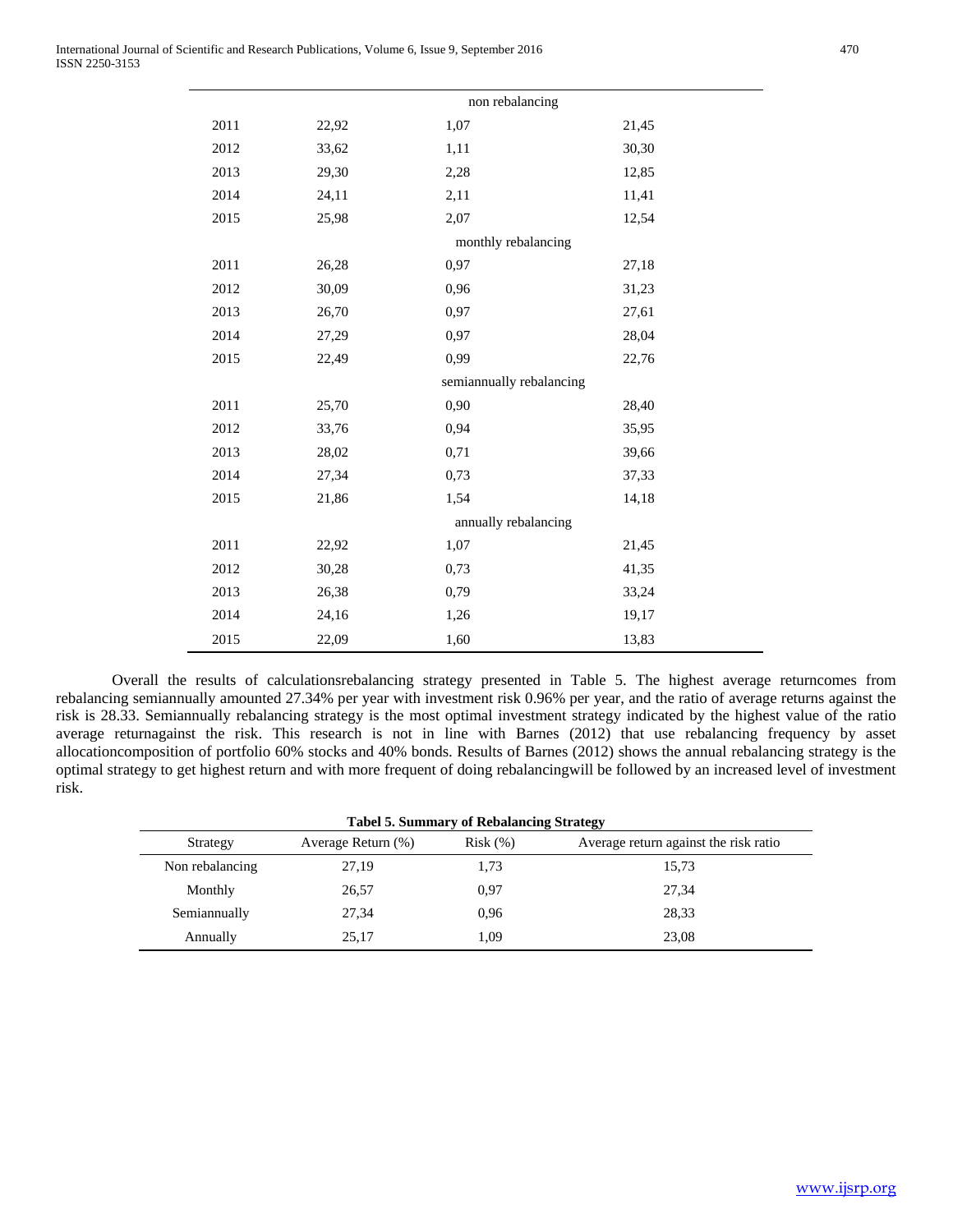| | | | |
|---|---|---|---|
| | | non rebalancing | |
| 2011 | 22,92 | 1,07 | 21,45 |
| 2012 | 33,62 | 1,11 | 30,30 |
| 2013 | 29,30 | 2,28 | 12,85 |
| 2014 | 24,11 | 2,11 | 11,41 |
| 2015 | 25,98 | 2,07 | 12,54 |
| | | monthly rebalancing | |
| 2011 | 26,28 | 0,97 | 27,18 |
| 2012 | 30,09 | 0,96 | 31,23 |
| 2013 | 26,70 | 0,97 | 27,61 |
| 2014 | 27,29 | 0,97 | 28,04 |
| 2015 | 22,49 | 0,99 | 22,76 |
| | | semiannually rebalancing | |
| 2011 | 25,70 | 0,90 | 28,40 |
| 2012 | 33,76 | 0,94 | 35,95 |
| 2013 | 28,02 | 0,71 | 39,66 |
| 2014 | 27,34 | 0,73 | 37,33 |
| 2015 | 21,86 | 1,54 | 14,18 |
| | | annually rebalancing | |
| 2011 | 22,92 | 1,07 | 21,45 |
| 2012 | 30,28 | 0,73 | 41,35 |
| 2013 | 26,38 | 0,79 | 33,24 |
| 2014 | 24,16 | 1,26 | 19,17 |
| 2015 | 22,09 | 1,60 | 13,83 |

Overall the results of calculationsrebalancing strategy presented in Table 5. The highest average returncomes from rebalancing semiannually amounted 27.34% per year with investment risk 0.96% per year, and the ratio of average returns against the risk is 28.33. Semiannually rebalancing strategy is the most optimal investment strategy indicated by the highest value of the ratio average returnagainst the risk. This research is not in line with Barnes (2012) that use rebalancing frequency by asset allocationcomposition of portfolio 60% stocks and 40% bonds. Results of Barnes (2012) shows the annual rebalancing strategy is the optimal strategy to get highest return and with more frequent of doing rebalancingwill be followed by an increased level of investment risk.

**Tabel 5. Summary of Rebalancing Strategy**

| Strategy | Average Return (%) | Risk (%) | Average return against the risk ratio |
|---|---|---|---|
| Non rebalancing | 27,19 | 1,73 | 15,73 |
| Monthly | 26,57 | 0,97 | 27,34 |
| Semiannually | 27,34 | 0,96 | 28,33 |
| Annually | 25,17 | 1,09 | 23,08 |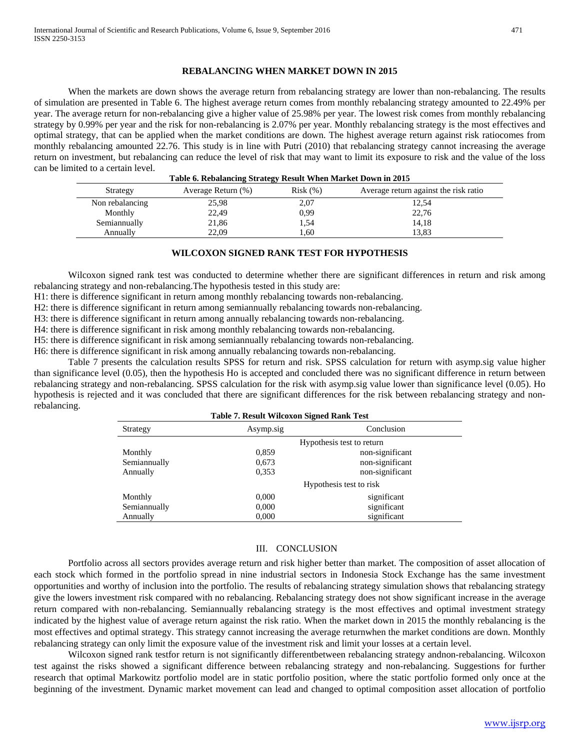## REBALANCING WHEN MARKET DOWN IN 2015

When the markets are down shows the average return from rebalancing strategy are lower than non-rebalancing. The results of simulation are presented in Table 6. The highest average return comes from monthly rebalancing strategy amounted to 22.49% per year. The average return for non-rebalancing give a higher value of 25.98% per year. The lowest risk comes from monthly rebalancing strategy by 0.99% per year and the risk for non-rebalancing is 2.07% per year. Monthly rebalancing strategy is the most effectives and optimal strategy, that can be applied when the market conditions are down. The highest average return against risk ratiocomes from monthly rebalancing amounted 22.76. This study is in line with Putri (2010) that rebalancing strategy cannot increasing the average return on investment, but rebalancing can reduce the level of risk that may want to limit its exposure to risk and the value of the loss can be limited to a certain level.

**Table 6. Rebalancing Strategy Result When Market Down in 2015**

| Strategy | Average Return (%) | Risk (%) | Average return against the risk ratio |
|---|---|---|---|
| Non rebalancing | 25,98 | 2,07 | 12,54 |
| Monthly | 22,49 | 0,99 | 22,76 |
| Semiannually | 21,86 | 1,54 | 14,18 |
| Annually | 22,09 | 1,60 | 13,83 |

## WILCOXON SIGNED RANK TEST FOR HYPOTHESIS

Wilcoxon signed rank test was conducted to determine whether there are significant differences in return and risk among rebalancing strategy and non-rebalancing.The hypothesis tested in this study are:

H1: there is difference significant in return among monthly rebalancing towards non-rebalancing.
H2: there is difference significant in return among semiannually rebalancing towards non-rebalancing.
H3: there is difference significant in return among annually rebalancing towards non-rebalancing.
H4: there is difference significant in risk among monthly rebalancing towards non-rebalancing.
H5: there is difference significant in risk among semiannually rebalancing towards non-rebalancing.
H6: there is difference significant in risk among annually rebalancing towards non-rebalancing.

Table 7 presents the calculation results SPSS for return and risk. SPSS calculation for return with asymp.sig value higher than significance level (0.05), then the hypothesis Ho is accepted and concluded there was no significant difference in return between rebalancing strategy and non-rebalancing. SPSS calculation for the risk with asymp.sig value lower than significance level (0.05). Ho hypothesis is rejected and it was concluded that there are significant differences for the risk between rebalancing strategy and non-rebalancing.

**Table 7. Result Wilcoxon Signed Rank Test**

| Strategy | Asymp.sig | Conclusion |
|---|---|---|
| | Hypothesis test to return | |
| Monthly | 0,859 | non-significant |
| Semiannually | 0,673 | non-significant |
| Annually | 0,353 | non-significant |
| | Hypothesis test to risk | |
| Monthly | 0,000 | significant |
| Semiannually | 0,000 | significant |
| Annually | 0,000 | significant |

## III. CONCLUSION

Portfolio across all sectors provides average return and risk higher better than market. The composition of asset allocation of each stock which formed in the portfolio spread in nine industrial sectors in Indonesia Stock Exchange has the same investment opportunities and worthy of inclusion into the portfolio. The results of rebalancing strategy simulation shows that rebalancing strategy give the lowers investment risk compared with no rebalancing. Rebalancing strategy does not show significant increase in the average return compared with non-rebalancing. Semiannually rebalancing strategy is the most effectives and optimal investment strategy indicated by the highest value of average return against the risk ratio. When the market down in 2015 the monthly rebalancing is the most effectives and optimal strategy. This strategy cannot increasing the average returnwhen the market conditions are down. Monthly rebalancing strategy can only limit the exposure value of the investment risk and limit your losses at a certain level.

Wilcoxon signed rank testfor return is not significantly differentbetween rebalancing strategy andnon-rebalancing. Wilcoxon test against the risks showed a significant difference between rebalancing strategy and non-rebalancing. Suggestions for further research that optimal Markowitz portfolio model are in static portfolio position, where the static portfolio formed only once at the beginning of the investment. Dynamic market movement can lead and changed to optimal composition asset allocation of portfolio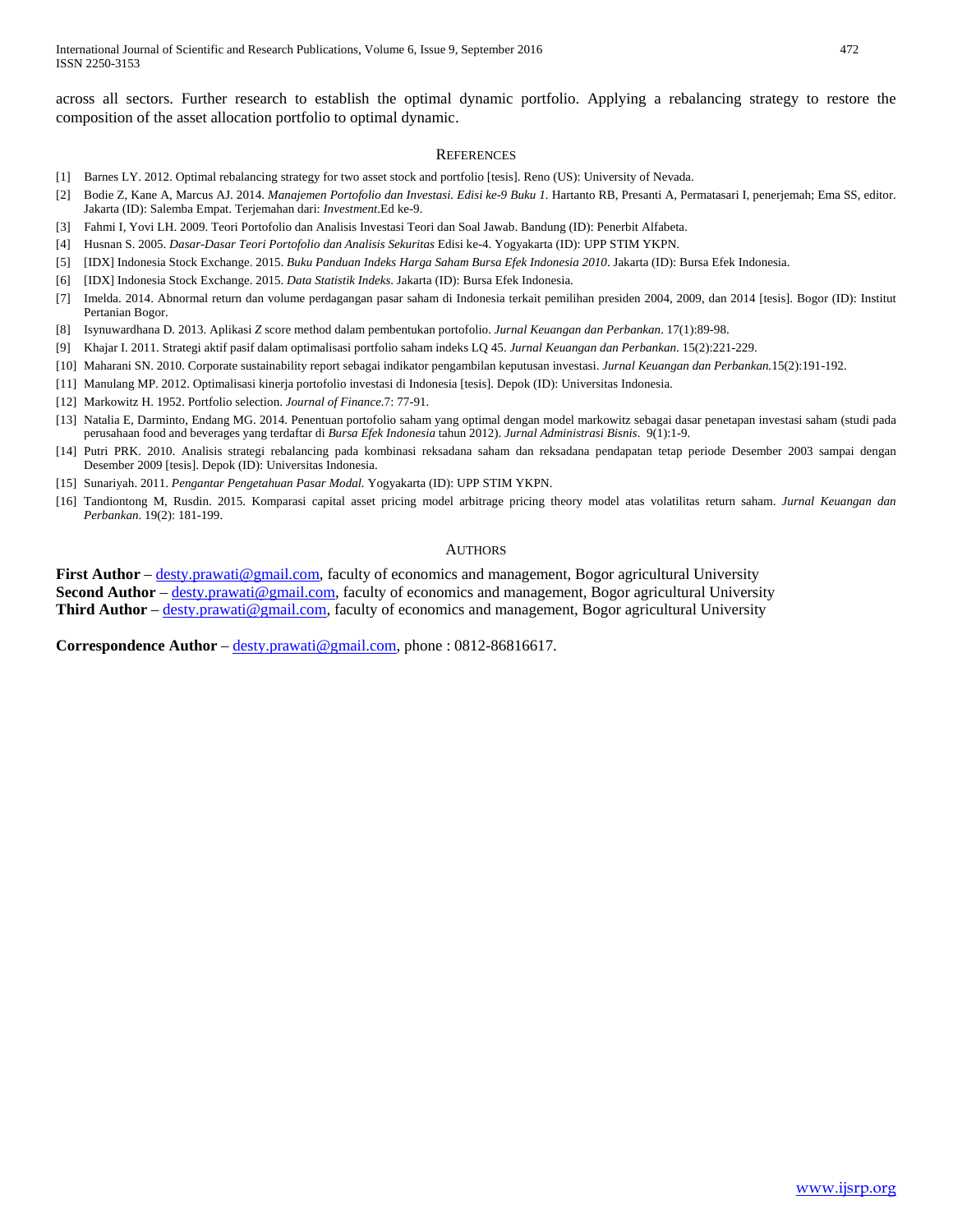across all sectors. Further research to establish the optimal dynamic portfolio. Applying a rebalancing strategy to restore the composition of the asset allocation portfolio to optimal dynamic.

## References

[1] Barnes LY. 2012. Optimal rebalancing strategy for two asset stock and portfolio [tesis]. Reno (US): University of Nevada.

[2] Bodie Z, Kane A, Marcus AJ. 2014. *Manajemen Portofolio dan Investasi. Edisi ke-9 Buku 1.* Hartanto RB, Presanti A, Permatasari I, penerjemah; Ema SS, editor. Jakarta (ID): Salemba Empat. Terjemahan dari: *Investment*.Ed ke-9.

[3] Fahmi I, Yovi LH. 2009. Teori Portofolio dan Analisis Investasi Teori dan Soal Jawab. Bandung (ID): Penerbit Alfabeta.

[4] Husnan S. 2005. *Dasar-Dasar Teori Portofolio dan Analisis Sekuritas* Edisi ke-4. Yogyakarta (ID): UPP STIM YKPN.

[5] [IDX] Indonesia Stock Exchange. 2015. *Buku Panduan Indeks Harga Saham Bursa Efek Indonesia 2010*. Jakarta (ID): Bursa Efek Indonesia.

[6] [IDX] Indonesia Stock Exchange. 2015. *Data Statistik Indeks*. Jakarta (ID): Bursa Efek Indonesia.

[7] Imelda. 2014. Abnormal return dan volume perdagangan pasar saham di Indonesia terkait pemilihan presiden 2004, 2009, dan 2014 [tesis]. Bogor (ID): Institut Pertanian Bogor.

[8] Isynuwardhana D. 2013. Aplikasi *Z* score method dalam pembentukan portofolio. *Jurnal Keuangan dan Perbankan*. 17(1):89-98.

[9] Khajar I. 2011. Strategi aktif pasif dalam optimalisasi portfolio saham indeks LQ 45. *Jurnal Keuangan dan Perbankan*. 15(2):221-229.

[10] Maharani SN. 2010. Corporate sustainability report sebagai indikator pengambilan keputusan investasi. *Jurnal Keuangan dan Perbankan.*15(2):191-192.

[11] Manulang MP. 2012. Optimalisasi kinerja portofolio investasi di Indonesia [tesis]. Depok (ID): Universitas Indonesia.

[12] Markowitz H. 1952. Portfolio selection. *Journal of Finance*.7: 77-91.

[13] Natalia E, Darminto, Endang MG. 2014. Penentuan portofolio saham yang optimal dengan model markowitz sebagai dasar penetapan investasi saham (studi pada perusahaan food and beverages yang terdaftar di *Bursa Efek Indonesia* tahun 2012). *Jurnal Administrasi Bisnis*. 9(1):1-9.

[14] Putri PRK. 2010. Analisis strategi rebalancing pada kombinasi reksadana saham dan reksadana pendapatan tetap periode Desember 2003 sampai dengan Desember 2009 [tesis]. Depok (ID): Universitas Indonesia.

[15] Sunariyah. 2011. *Pengantar Pengetahuan Pasar Modal.* Yogyakarta (ID): UPP STIM YKPN.

[16] Tandiontong M, Rusdin. 2015. Komparasi capital asset pricing model arbitrage pricing theory model atas volatilitas return saham. *Jurnal Keuangan dan Perbankan*. 19(2): 181-199.

## Authors

**First Author** – desty.prawati@gmail.com, faculty of economics and management, Bogor agricultural University
**Second Author** – desty.prawati@gmail.com, faculty of economics and management, Bogor agricultural University
**Third Author** – desty.prawati@gmail.com, faculty of economics and management, Bogor agricultural University

**Correspondence Author** – desty.prawati@gmail.com, phone : 0812-86816617.